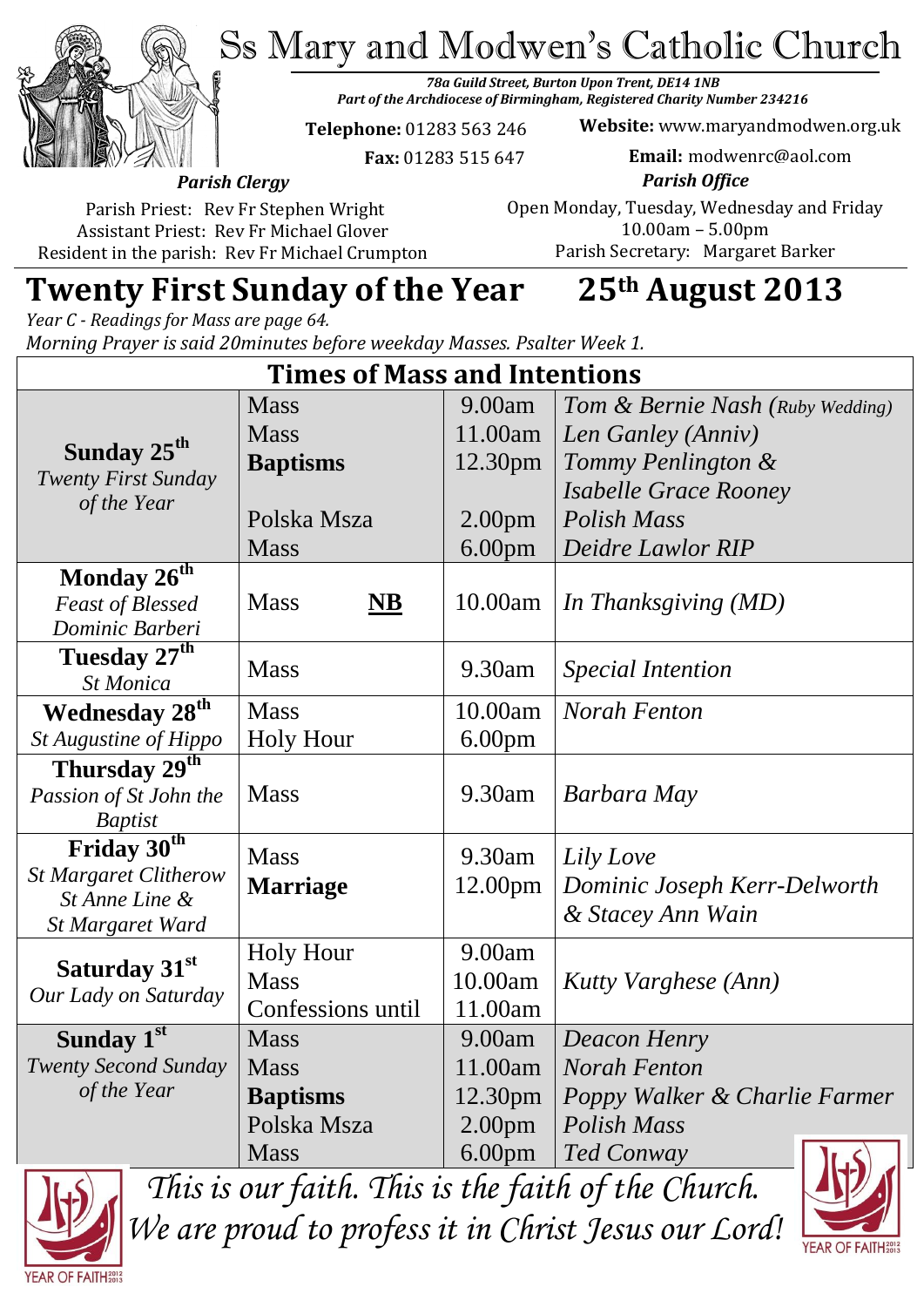# Ss Mary and Modwen's Catholic Church

*78a Guild Street, Burton Upon Trent, DE14 1NB*
*Part of the Archdiocese of Birmingham, Registered Charity Number 234216*

**Telephone:** 01283 563 246
**Fax:** 01283 515 647
**Website:** www.maryandmodwen.org.uk
**Email:** modwenrc@aol.com

***Parish Clergy***

Parish Priest: Rev Fr Stephen Wright
Assistant Priest: Rev Fr Michael Glover
Resident in the parish: Rev Fr Michael Crumpton

***Parish Office***

Open Monday, Tuesday, Wednesday and Friday
10.00am – 5.00pm
Parish Secretary: Margaret Barker

## Twenty First Sunday of the Year 25th August 2013

*Year C - Readings for Mass are page 64.*
*Morning Prayer is said 20minutes before weekday Masses. Psalter Week 1.*

| Times of Mass and Intentions | | | |
|---|---|---|---|
| **Sunday 25th** *Twenty First Sunday of the Year* | Mass<br>Mass<br>**Baptisms**<br><br>Polska Msza<br>Mass | 9.00am<br>11.00am<br>12.30pm<br><br>2.00pm<br>6.00pm | *Tom & Bernie Nash (Ruby Wedding)*<br>*Len Ganley (Anniv)*<br>*Tommy Penlington & Isabelle Grace Rooney*<br>*Polish Mass*<br>*Deidre Lawlor RIP* |
| **Monday 26th** *Feast of Blessed Dominic Barberi* | Mass **NB** | 10.00am | *In Thanksgiving (MD)* |
| **Tuesday 27th** *St Monica* | Mass | 9.30am | *Special Intention* |
| **Wednesday 28th** *St Augustine of Hippo* | Mass<br>Holy Hour | 10.00am<br>6.00pm | *Norah Fenton* |
| **Thursday 29th** *Passion of St John the Baptist* | Mass | 9.30am | *Barbara May* |
| **Friday 30th** *St Margaret Clitherow St Anne Line & St Margaret Ward* | Mass<br>**Marriage** | 9.30am<br>12.00pm | *Lily Love*<br>*Dominic Joseph Kerr-Delworth & Stacey Ann Wain* |
| **Saturday 31st** *Our Lady on Saturday* | Holy Hour<br>Mass<br>Confessions until | 9.00am<br>10.00am<br>11.00am | <br>*Kutty Varghese (Ann)* |
| **Sunday 1st** *Twenty Second Sunday of the Year* | Mass<br>Mass<br>**Baptisms**<br>Polska Msza<br>Mass | 9.00am<br>11.00am<br>12.30pm<br>2.00pm<br>6.00pm | *Deacon Henry*<br>*Norah Fenton*<br>*Poppy Walker & Charlie Farmer*<br>*Polish Mass*<br>*Ted Conway* |

*This is our faith. This is the faith of the Church.*
*We are proud to profess it in Christ Jesus our Lord!*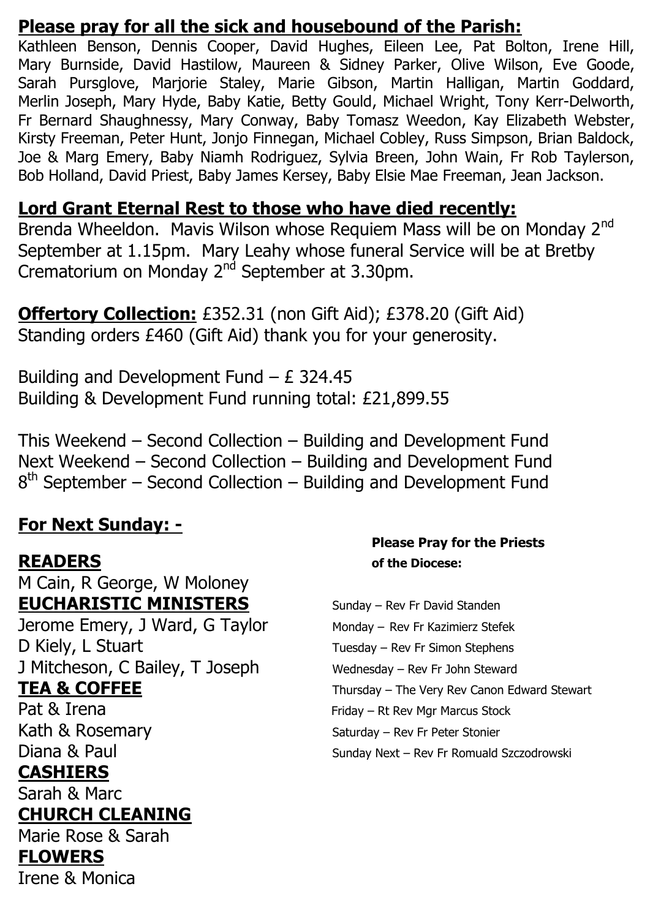## **Please pray for all the sick and housebound of the Parish:**

Kathleen Benson, Dennis Cooper, David Hughes, Eileen Lee, Pat Bolton, Irene Hill, Mary Burnside, David Hastilow, Maureen & Sidney Parker, Olive Wilson, Eve Goode, Sarah Pursglove, Marjorie Staley, Marie Gibson, Martin Halligan, Martin Goddard, Merlin Joseph, Mary Hyde, Baby Katie, Betty Gould, Michael Wright, Tony Kerr-Delworth, Fr Bernard Shaughnessy, Mary Conway, Baby Tomasz Weedon, Kay Elizabeth Webster, Kirsty Freeman, Peter Hunt, Jonjo Finnegan, Michael Cobley, Russ Simpson, Brian Baldock, Joe & Marg Emery, Baby Niamh Rodriguez, Sylvia Breen, John Wain, Fr Rob Taylerson, Bob Holland, David Priest, Baby James Kersey, Baby Elsie Mae Freeman, Jean Jackson.

## **Lord Grant Eternal Rest to those who have died recently:**

Brenda Wheeldon. Mavis Wilson whose Requiem Mass will be on Monday 2nd September at 1.15pm. Mary Leahy whose funeral Service will be at Bretby Crematorium on Monday 2nd September at 3.30pm.

**Offertory Collection:** £352.31 (non Gift Aid); £378.20 (Gift Aid)
Standing orders £460 (Gift Aid) thank you for your generosity.

Building and Development Fund – £ 324.45
Building & Development Fund running total: £21,899.55

This Weekend – Second Collection – Building and Development Fund
Next Weekend – Second Collection – Building and Development Fund
8th September – Second Collection – Building and Development Fund

## **For Next Sunday: -**

**READERS**
M Cain, R George, W Moloney

**EUCHARISTIC MINISTERS**
Jerome Emery, J Ward, G Taylor
D Kiely, L Stuart
J Mitcheson, C Bailey, T Joseph

**TEA & COFFEE**
Pat & Irena
Kath & Rosemary
Diana & Paul

**CASHIERS**
Sarah & Marc

**CHURCH CLEANING**
Marie Rose & Sarah

**FLOWERS**
Irene & Monica

**Please Pray for the Priests of the Diocese:**

Sunday – Rev Fr David Standen
Monday – Rev Fr Kazimierz Stefek
Tuesday – Rev Fr Simon Stephens
Wednesday – Rev Fr John Steward
Thursday – The Very Rev Canon Edward Stewart
Friday – Rt Rev Mgr Marcus Stock
Saturday – Rev Fr Peter Stonier
Sunday Next – Rev Fr Romuald Szczodrowski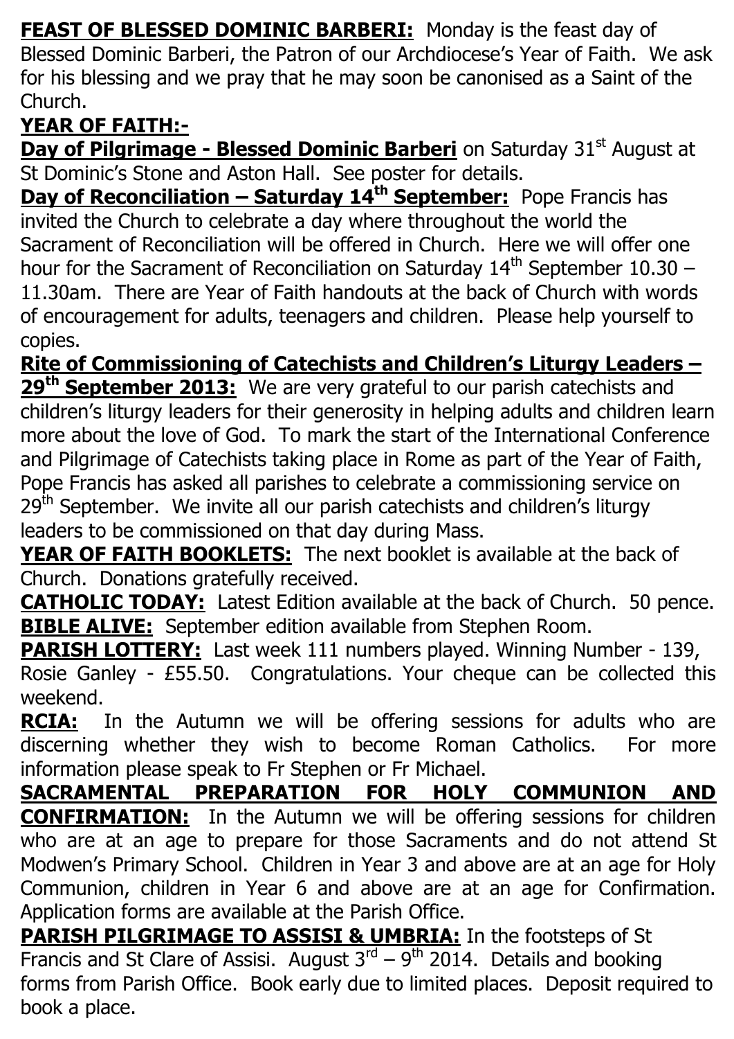**FEAST OF BLESSED DOMINIC BARBERI:** Monday is the feast day of Blessed Dominic Barberi, the Patron of our Archdiocese's Year of Faith. We ask for his blessing and we pray that he may soon be canonised as a Saint of the Church.

**YEAR OF FAITH:-**

**Day of Pilgrimage - Blessed Dominic Barberi** on Saturday 31st August at St Dominic's Stone and Aston Hall. See poster for details.

**Day of Reconciliation – Saturday 14th September:** Pope Francis has invited the Church to celebrate a day where throughout the world the Sacrament of Reconciliation will be offered in Church. Here we will offer one hour for the Sacrament of Reconciliation on Saturday 14th September 10.30 – 11.30am. There are Year of Faith handouts at the back of Church with words of encouragement for adults, teenagers and children. Please help yourself to copies.

**Rite of Commissioning of Catechists and Children's Liturgy Leaders – 29th September 2013:** We are very grateful to our parish catechists and children's liturgy leaders for their generosity in helping adults and children learn more about the love of God. To mark the start of the International Conference and Pilgrimage of Catechists taking place in Rome as part of the Year of Faith, Pope Francis has asked all parishes to celebrate a commissioning service on 29th September. We invite all our parish catechists and children's liturgy leaders to be commissioned on that day during Mass.

**YEAR OF FAITH BOOKLETS:** The next booklet is available at the back of Church. Donations gratefully received.

**CATHOLIC TODAY:** Latest Edition available at the back of Church. 50 pence.

**BIBLE ALIVE:** September edition available from Stephen Room.

**PARISH LOTTERY:** Last week 111 numbers played. Winning Number - 139, Rosie Ganley - £55.50. Congratulations. Your cheque can be collected this weekend.

**RCIA:** In the Autumn we will be offering sessions for adults who are discerning whether they wish to become Roman Catholics. For more information please speak to Fr Stephen or Fr Michael.

**SACRAMENTAL PREPARATION FOR HOLY COMMUNION AND CONFIRMATION:** In the Autumn we will be offering sessions for children who are at an age to prepare for those Sacraments and do not attend St Modwen's Primary School. Children in Year 3 and above are at an age for Holy Communion, children in Year 6 and above are at an age for Confirmation. Application forms are available at the Parish Office.

**PARISH PILGRIMAGE TO ASSISI & UMBRIA:** In the footsteps of St Francis and St Clare of Assisi. August 3rd – 9th 2014. Details and booking forms from Parish Office. Book early due to limited places. Deposit required to book a place.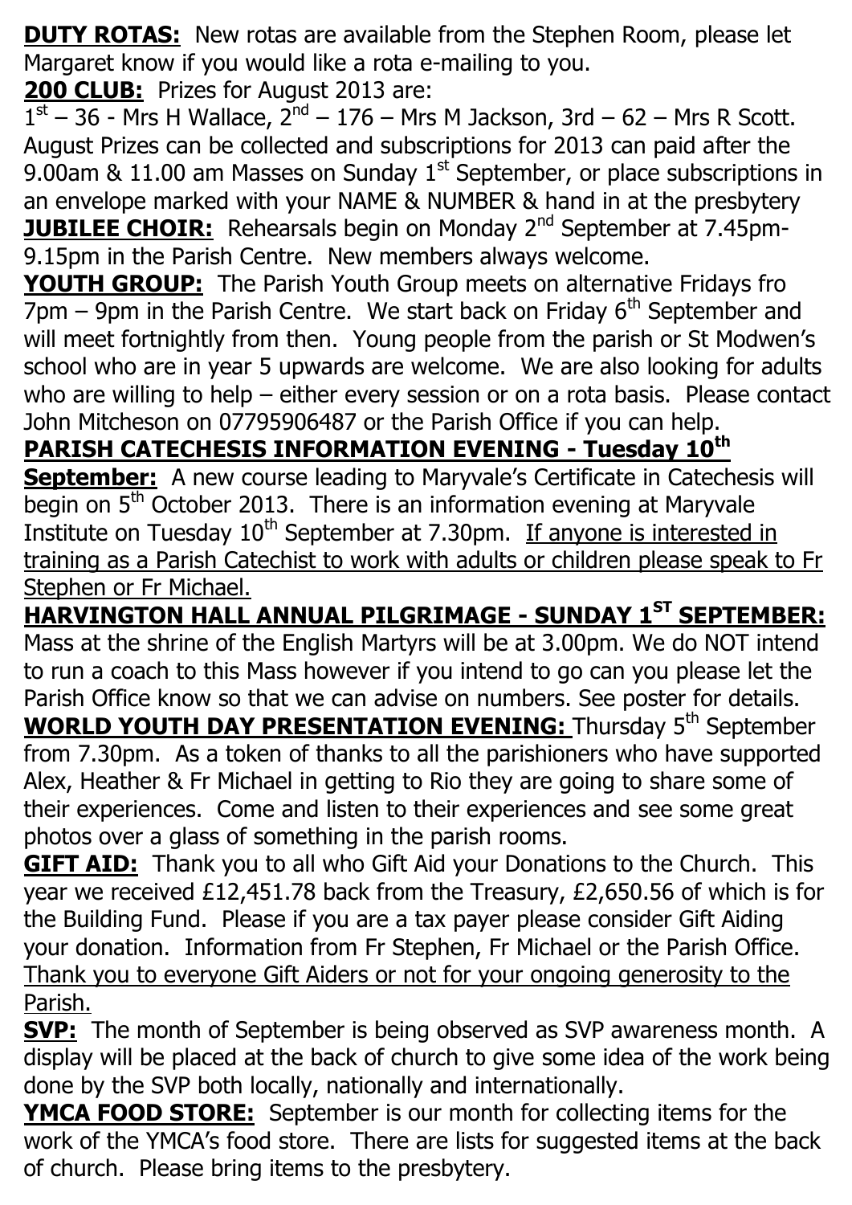**DUTY ROTAS:** New rotas are available from the Stephen Room, please let Margaret know if you would like a rota e-mailing to you.

**200 CLUB:** Prizes for August 2013 are:
1st – 36 - Mrs H Wallace, 2nd – 176 – Mrs M Jackson, 3rd – 62 – Mrs R Scott. August Prizes can be collected and subscriptions for 2013 can paid after the 9.00am & 11.00 am Masses on Sunday 1st September, or place subscriptions in an envelope marked with your NAME & NUMBER & hand in at the presbytery

**JUBILEE CHOIR:** Rehearsals begin on Monday 2nd September at 7.45pm-9.15pm in the Parish Centre. New members always welcome.

**YOUTH GROUP:** The Parish Youth Group meets on alternative Fridays fro 7pm – 9pm in the Parish Centre. We start back on Friday 6th September and will meet fortnightly from then. Young people from the parish or St Modwen's school who are in year 5 upwards are welcome. We are also looking for adults who are willing to help – either every session or on a rota basis. Please contact John Mitcheson on 07795906487 or the Parish Office if you can help.

**PARISH CATECHESIS INFORMATION EVENING - Tuesday 10th September:** A new course leading to Maryvale's Certificate in Catechesis will begin on 5th October 2013. There is an information evening at Maryvale Institute on Tuesday 10th September at 7.30pm. If anyone is interested in training as a Parish Catechist to work with adults or children please speak to Fr Stephen or Fr Michael.

**HARVINGTON HALL ANNUAL PILGRIMAGE - SUNDAY 1ST SEPTEMBER:** Mass at the shrine of the English Martyrs will be at 3.00pm. We do NOT intend to run a coach to this Mass however if you intend to go can you please let the Parish Office know so that we can advise on numbers. See poster for details.

**WORLD YOUTH DAY PRESENTATION EVENING:** Thursday 5th September from 7.30pm. As a token of thanks to all the parishioners who have supported Alex, Heather & Fr Michael in getting to Rio they are going to share some of their experiences. Come and listen to their experiences and see some great photos over a glass of something in the parish rooms.

**GIFT AID:** Thank you to all who Gift Aid your Donations to the Church. This year we received £12,451.78 back from the Treasury, £2,650.56 of which is for the Building Fund. Please if you are a tax payer please consider Gift Aiding your donation. Information from Fr Stephen, Fr Michael or the Parish Office. Thank you to everyone Gift Aiders or not for your ongoing generosity to the Parish.

**SVP:** The month of September is being observed as SVP awareness month. A display will be placed at the back of church to give some idea of the work being done by the SVP both locally, nationally and internationally.

**YMCA FOOD STORE:** September is our month for collecting items for the work of the YMCA's food store. There are lists for suggested items at the back of church. Please bring items to the presbytery.